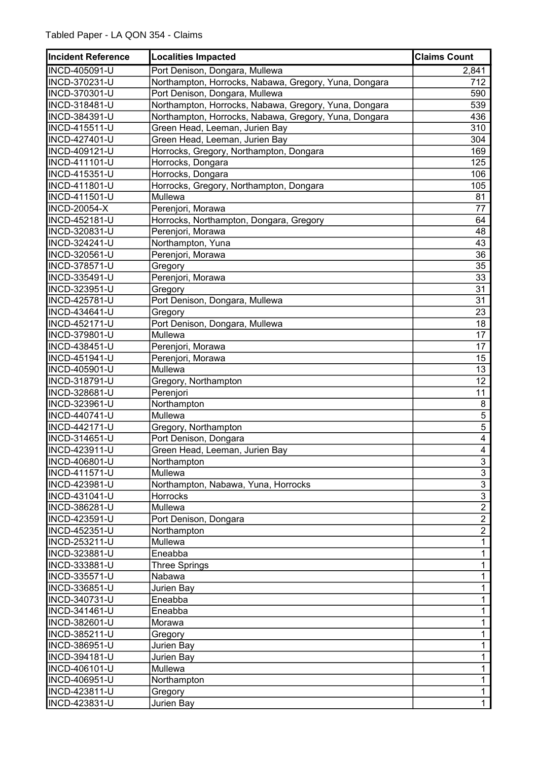Tabled Paper - LA QON 354 - Claims

| Incident Reference | Localities Impacted | Claims Count |
|---|---|---|
| INCD-405091-U | Port Denison, Dongara, Mullewa | 2,841 |
| INCD-370231-U | Northampton, Horrocks, Nabawa, Gregory, Yuna, Dongara | 712 |
| INCD-370301-U | Port Denison, Dongara, Mullewa | 590 |
| INCD-318481-U | Northampton, Horrocks, Nabawa, Gregory, Yuna, Dongara | 539 |
| INCD-384391-U | Northampton, Horrocks, Nabawa, Gregory, Yuna, Dongara | 436 |
| INCD-415511-U | Green Head, Leeman, Jurien Bay | 310 |
| INCD-427401-U | Green Head, Leeman, Jurien Bay | 304 |
| INCD-409121-U | Horrocks, Gregory, Northampton, Dongara | 169 |
| INCD-411101-U | Horrocks, Dongara | 125 |
| INCD-415351-U | Horrocks, Dongara | 106 |
| INCD-411801-U | Horrocks, Gregory, Northampton, Dongara | 105 |
| INCD-411501-U | Mullewa | 81 |
| INCD-20054-X | Perenjori, Morawa | 77 |
| INCD-452181-U | Horrocks, Northampton, Dongara, Gregory | 64 |
| INCD-320831-U | Perenjori, Morawa | 48 |
| INCD-324241-U | Northampton, Yuna | 43 |
| INCD-320561-U | Perenjori, Morawa | 36 |
| INCD-378571-U | Gregory | 35 |
| INCD-335491-U | Perenjori, Morawa | 33 |
| INCD-323951-U | Gregory | 31 |
| INCD-425781-U | Port Denison, Dongara, Mullewa | 31 |
| INCD-434641-U | Gregory | 23 |
| INCD-452171-U | Port Denison, Dongara, Mullewa | 18 |
| INCD-379801-U | Mullewa | 17 |
| INCD-438451-U | Perenjori, Morawa | 17 |
| INCD-451941-U | Perenjori, Morawa | 15 |
| INCD-405901-U | Mullewa | 13 |
| INCD-318791-U | Gregory, Northampton | 12 |
| INCD-328681-U | Perenjori | 11 |
| INCD-323961-U | Northampton | 8 |
| INCD-440741-U | Mullewa | 5 |
| INCD-442171-U | Gregory, Northampton | 5 |
| INCD-314651-U | Port Denison, Dongara | 4 |
| INCD-423911-U | Green Head, Leeman, Jurien Bay | 4 |
| INCD-406801-U | Northampton | 3 |
| INCD-411571-U | Mullewa | 3 |
| INCD-423981-U | Northampton, Nabawa, Yuna, Horrocks | 3 |
| INCD-431041-U | Horrocks | 3 |
| INCD-386281-U | Mullewa | 2 |
| INCD-423591-U | Port Denison, Dongara | 2 |
| INCD-452351-U | Northampton | 2 |
| INCD-253211-U | Mullewa | 1 |
| INCD-323881-U | Eneabba | 1 |
| INCD-333881-U | Three Springs | 1 |
| INCD-335571-U | Nabawa | 1 |
| INCD-336851-U | Jurien Bay | 1 |
| INCD-340731-U | Eneabba | 1 |
| INCD-341461-U | Eneabba | 1 |
| INCD-382601-U | Morawa | 1 |
| INCD-385211-U | Gregory | 1 |
| INCD-386951-U | Jurien Bay | 1 |
| INCD-394181-U | Jurien Bay | 1 |
| INCD-406101-U | Mullewa | 1 |
| INCD-406951-U | Northampton | 1 |
| INCD-423811-U | Gregory | 1 |
| INCD-423831-U | Jurien Bay | 1 |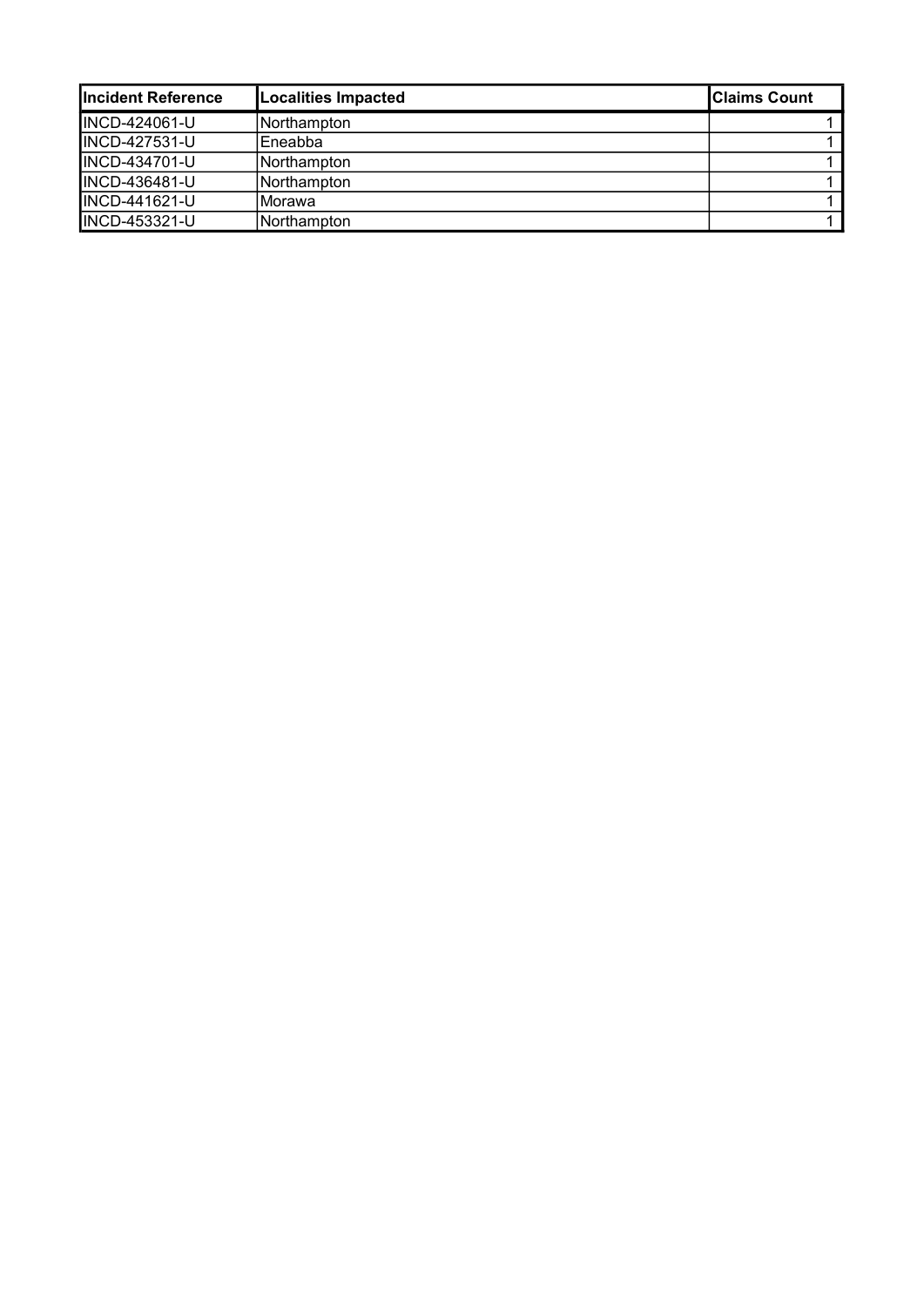| Incident Reference | Localities Impacted | Claims Count |
|---|---|---|
| INCD-424061-U | Northampton | 1 |
| INCD-427531-U | Eneabba | 1 |
| INCD-434701-U | Northampton | 1 |
| INCD-436481-U | Northampton | 1 |
| INCD-441621-U | Morawa | 1 |
| INCD-453321-U | Northampton | 1 |